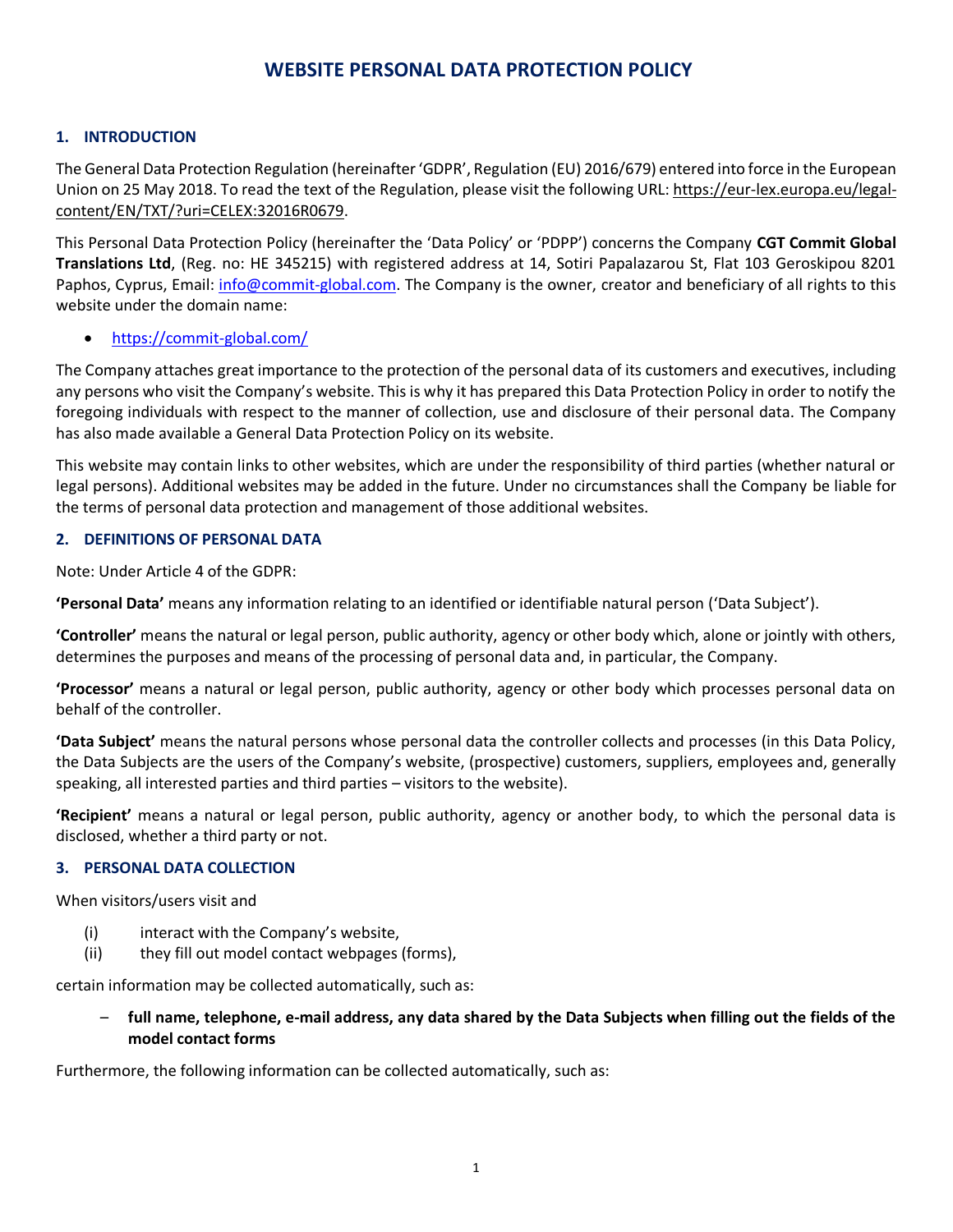# WEBSITE PERSONAL DATA PROTECTION POLICY

## 1. INTRODUCTION

The General Data Protection Regulation (hereinafter 'GDPR', Regulation (EU) 2016/679) entered into force in the European Union on 25 May 2018. To read the text of the Regulation, please visit the following URL: https://eur-lex.europa.eu/legal-content/EN/TXT/?uri=CELEX:32016R0679.

This Personal Data Protection Policy (hereinafter the 'Data Policy' or 'PDPP') concerns the Company **CGT Commit Global Translations Ltd**, (Reg. no: HE 345215) with registered address at 14, Sotiri Papalazarou St, Flat 103 Geroskipou 8201 Paphos, Cyprus, Email: info@commit-global.com. The Company is the owner, creator and beneficiary of all rights to this website under the domain name:

- https://commit-global.com/

The Company attaches great importance to the protection of the personal data of its customers and executives, including any persons who visit the Company's website. This is why it has prepared this Data Protection Policy in order to notify the foregoing individuals with respect to the manner of collection, use and disclosure of their personal data. The Company has also made available a General Data Protection Policy on its website.

This website may contain links to other websites, which are under the responsibility of third parties (whether natural or legal persons). Additional websites may be added in the future. Under no circumstances shall the Company be liable for the terms of personal data protection and management of those additional websites.

## 2. DEFINITIONS OF PERSONAL DATA

Note: Under Article 4 of the GDPR:

**'Personal Data'** means any information relating to an identified or identifiable natural person ('Data Subject').

**'Controller'** means the natural or legal person, public authority, agency or other body which, alone or jointly with others, determines the purposes and means of the processing of personal data and, in particular, the Company.

**'Processor'** means a natural or legal person, public authority, agency or other body which processes personal data on behalf of the controller.

**'Data Subject'** means the natural persons whose personal data the controller collects and processes (in this Data Policy, the Data Subjects are the users of the Company's website, (prospective) customers, suppliers, employees and, generally speaking, all interested parties and third parties – visitors to the website).

**'Recipient'** means a natural or legal person, public authority, agency or another body, to which the personal data is disclosed, whether a third party or not.

## 3. PERSONAL DATA COLLECTION

When visitors/users visit and

(i) interact with the Company's website,
(ii) they fill out model contact webpages (forms),

certain information may be collected automatically, such as:

- **full name, telephone, e-mail address, any data shared by the Data Subjects when filling out the fields of the model contact forms**

Furthermore, the following information can be collected automatically, such as: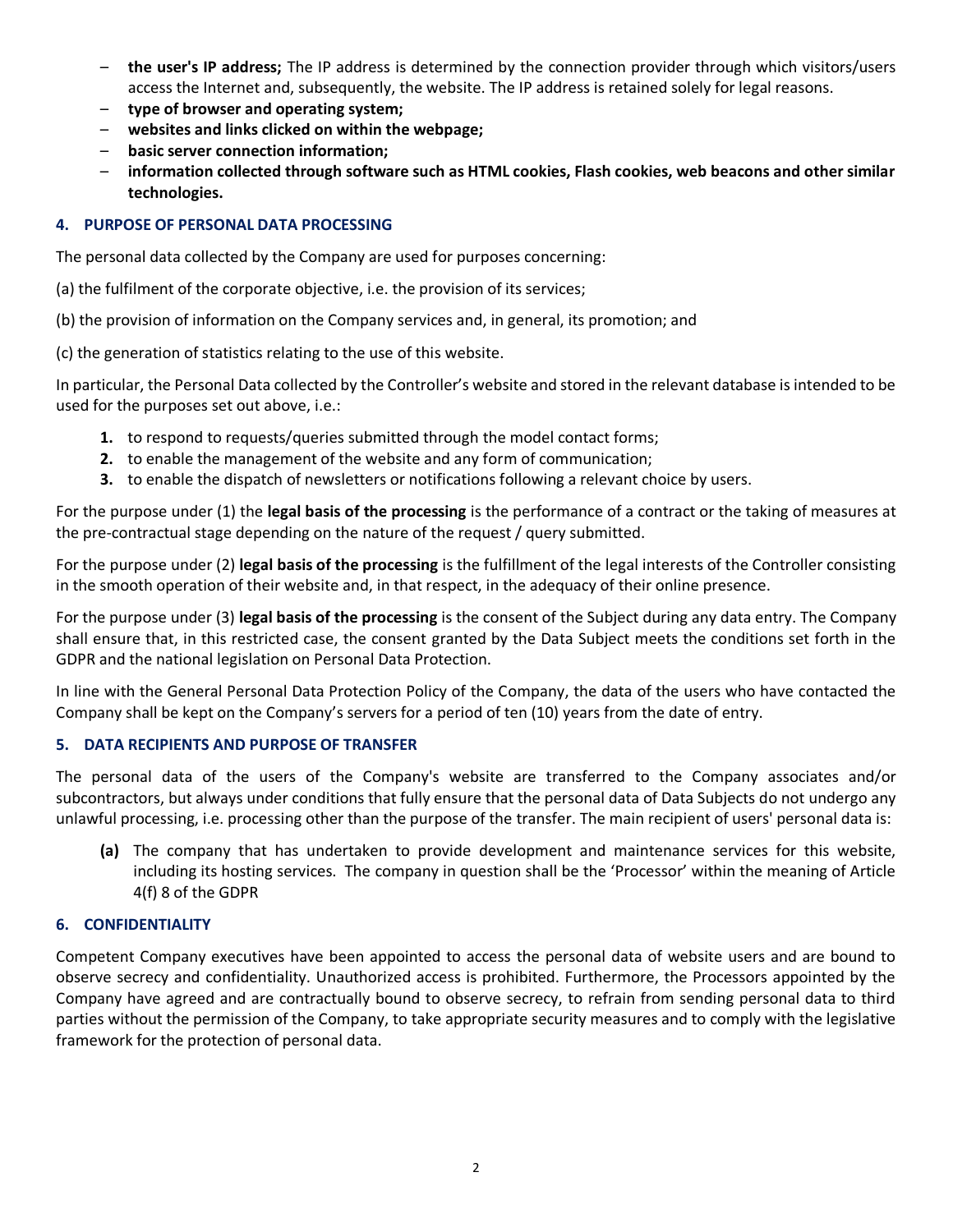- **the user's IP address;** The IP address is determined by the connection provider through which visitors/users access the Internet and, subsequently, the website. The IP address is retained solely for legal reasons.
- **type of browser and operating system;**
- **websites and links clicked on within the webpage;**
- **basic server connection information;**
- **information collected through software such as HTML cookies, Flash cookies, web beacons and other similar technologies.**

### 4. PURPOSE OF PERSONAL DATA PROCESSING

The personal data collected by the Company are used for purposes concerning:

(a) the fulfilment of the corporate objective, i.e. the provision of its services;

(b) the provision of information on the Company services and, in general, its promotion; and

(c) the generation of statistics relating to the use of this website.

In particular, the Personal Data collected by the Controller's website and stored in the relevant database is intended to be used for the purposes set out above, i.e.:

1. to respond to requests/queries submitted through the model contact forms;
2. to enable the management of the website and any form of communication;
3. to enable the dispatch of newsletters or notifications following a relevant choice by users.

For the purpose under (1) the **legal basis of the processing** is the performance of a contract or the taking of measures at the pre-contractual stage depending on the nature of the request / query submitted.

For the purpose under (2) **legal basis of the processing** is the fulfillment of the legal interests of the Controller consisting in the smooth operation of their website and, in that respect, in the adequacy of their online presence.

For the purpose under (3) **legal basis of the processing** is the consent of the Subject during any data entry. The Company shall ensure that, in this restricted case, the consent granted by the Data Subject meets the conditions set forth in the GDPR and the national legislation on Personal Data Protection.

In line with the General Personal Data Protection Policy of the Company, the data of the users who have contacted the Company shall be kept on the Company's servers for a period of ten (10) years from the date of entry.

### 5. DATA RECIPIENTS AND PURPOSE OF TRANSFER

The personal data of the users of the Company's website are transferred to the Company associates and/or subcontractors, but always under conditions that fully ensure that the personal data of Data Subjects do not undergo any unlawful processing, i.e. processing other than the purpose of the transfer. The main recipient of users' personal data is:

**(a)** The company that has undertaken to provide development and maintenance services for this website, including its hosting services. The company in question shall be the 'Processor' within the meaning of Article 4(f) 8 of the GDPR

### 6. CONFIDENTIALITY

Competent Company executives have been appointed to access the personal data of website users and are bound to observe secrecy and confidentiality. Unauthorized access is prohibited. Furthermore, the Processors appointed by the Company have agreed and are contractually bound to observe secrecy, to refrain from sending personal data to third parties without the permission of the Company, to take appropriate security measures and to comply with the legislative framework for the protection of personal data.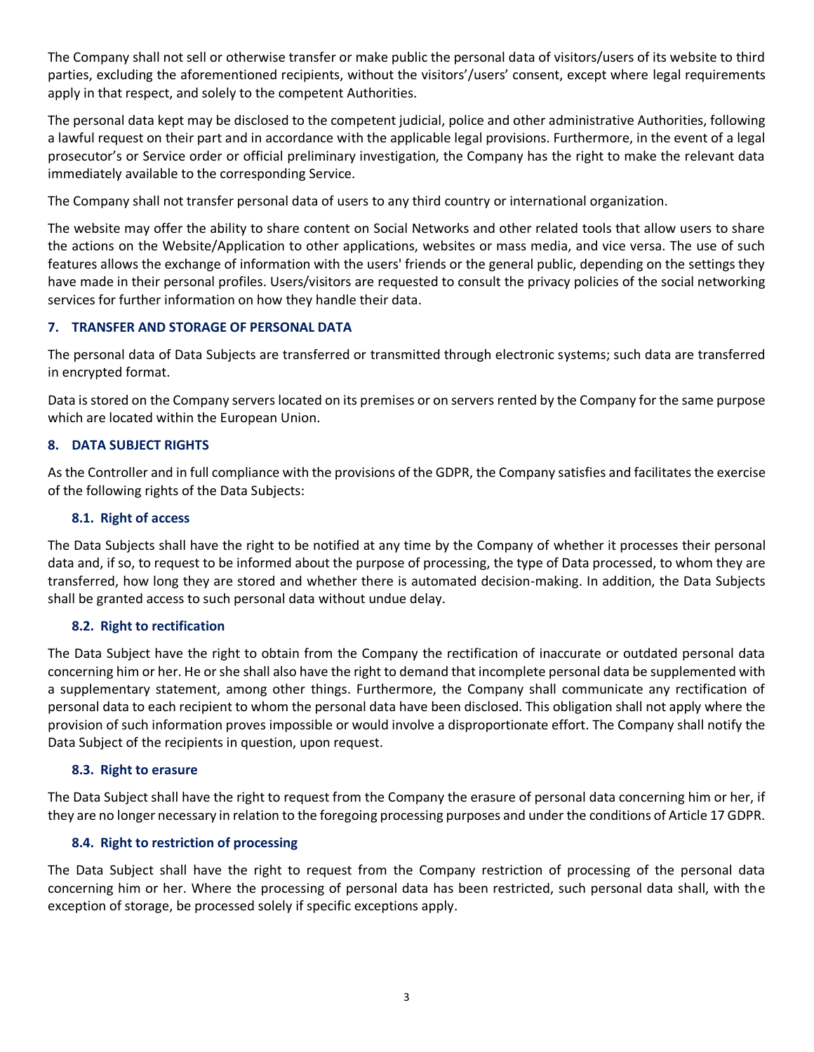The Company shall not sell or otherwise transfer or make public the personal data of visitors/users of its website to third parties, excluding the aforementioned recipients, without the visitors'/users' consent, except where legal requirements apply in that respect, and solely to the competent Authorities.

The personal data kept may be disclosed to the competent judicial, police and other administrative Authorities, following a lawful request on their part and in accordance with the applicable legal provisions. Furthermore, in the event of a legal prosecutor's or Service order or official preliminary investigation, the Company has the right to make the relevant data immediately available to the corresponding Service.

The Company shall not transfer personal data of users to any third country or international organization.

The website may offer the ability to share content on Social Networks and other related tools that allow users to share the actions on the Website/Application to other applications, websites or mass media, and vice versa. The use of such features allows the exchange of information with the users' friends or the general public, depending on the settings they have made in their personal profiles. Users/visitors are requested to consult the privacy policies of the social networking services for further information on how they handle their data.

## 7. TRANSFER AND STORAGE OF PERSONAL DATA

The personal data of Data Subjects are transferred or transmitted through electronic systems; such data are transferred in encrypted format.

Data is stored on the Company servers located on its premises or on servers rented by the Company for the same purpose which are located within the European Union.

## 8. DATA SUBJECT RIGHTS

As the Controller and in full compliance with the provisions of the GDPR, the Company satisfies and facilitates the exercise of the following rights of the Data Subjects:

### 8.1. Right of access

The Data Subjects shall have the right to be notified at any time by the Company of whether it processes their personal data and, if so, to request to be informed about the purpose of processing, the type of Data processed, to whom they are transferred, how long they are stored and whether there is automated decision-making. In addition, the Data Subjects shall be granted access to such personal data without undue delay.

### 8.2. Right to rectification

The Data Subject have the right to obtain from the Company the rectification of inaccurate or outdated personal data concerning him or her. He or she shall also have the right to demand that incomplete personal data be supplemented with a supplementary statement, among other things. Furthermore, the Company shall communicate any rectification of personal data to each recipient to whom the personal data have been disclosed. This obligation shall not apply where the provision of such information proves impossible or would involve a disproportionate effort. The Company shall notify the Data Subject of the recipients in question, upon request.

### 8.3. Right to erasure

The Data Subject shall have the right to request from the Company the erasure of personal data concerning him or her, if they are no longer necessary in relation to the foregoing processing purposes and under the conditions of Article 17 GDPR.

### 8.4. Right to restriction of processing

The Data Subject shall have the right to request from the Company restriction of processing of the personal data concerning him or her. Where the processing of personal data has been restricted, such personal data shall, with the exception of storage, be processed solely if specific exceptions apply.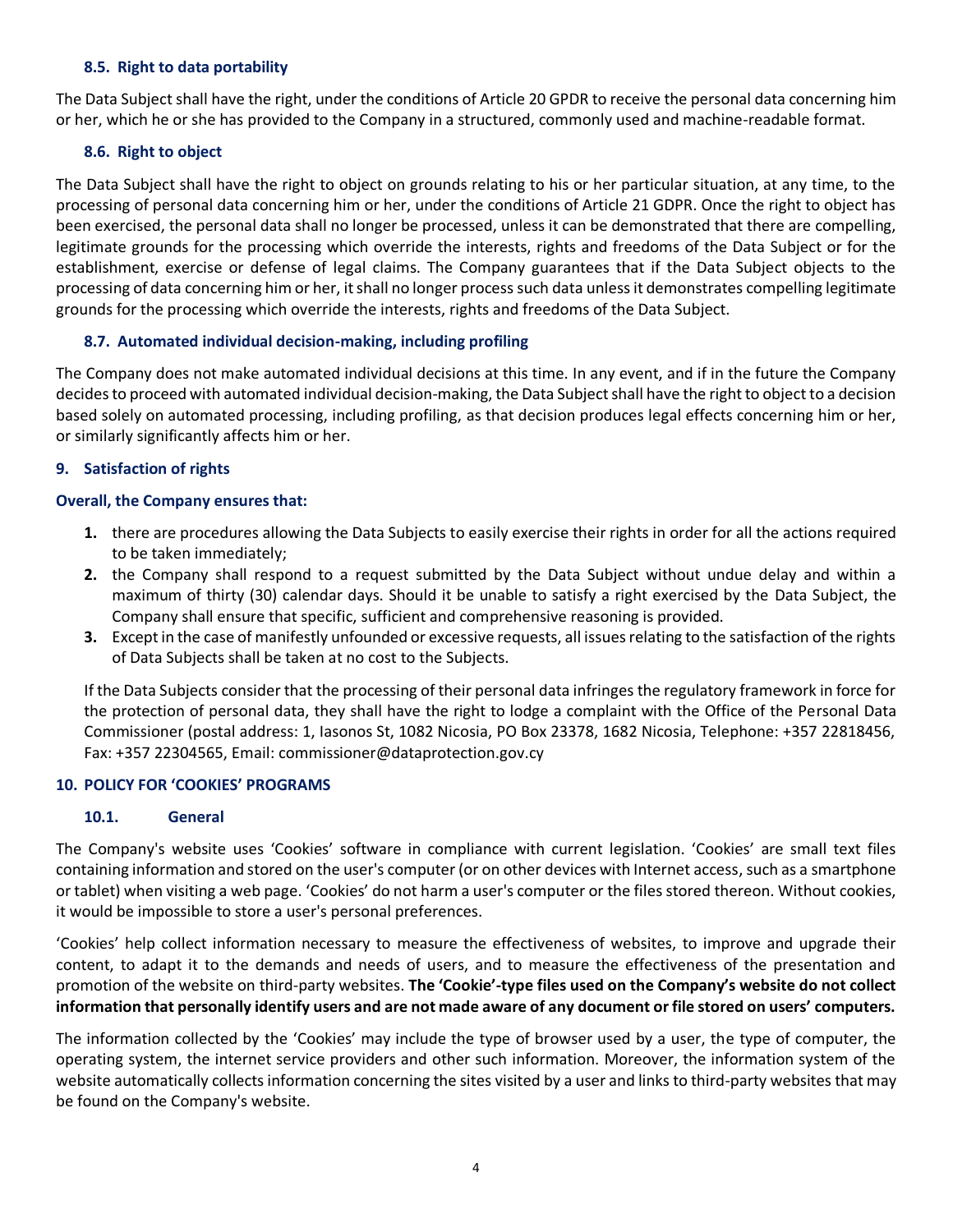### 8.5. Right to data portability

The Data Subject shall have the right, under the conditions of Article 20 GPDR to receive the personal data concerning him or her, which he or she has provided to the Company in a structured, commonly used and machine-readable format.

### 8.6. Right to object

The Data Subject shall have the right to object on grounds relating to his or her particular situation, at any time, to the processing of personal data concerning him or her, under the conditions of Article 21 GDPR. Once the right to object has been exercised, the personal data shall no longer be processed, unless it can be demonstrated that there are compelling, legitimate grounds for the processing which override the interests, rights and freedoms of the Data Subject or for the establishment, exercise or defense of legal claims. The Company guarantees that if the Data Subject objects to the processing of data concerning him or her, it shall no longer process such data unless it demonstrates compelling legitimate grounds for the processing which override the interests, rights and freedoms of the Data Subject.

### 8.7. Automated individual decision-making, including profiling

The Company does not make automated individual decisions at this time. In any event, and if in the future the Company decides to proceed with automated individual decision-making, the Data Subject shall have the right to object to a decision based solely on automated processing, including profiling, as that decision produces legal effects concerning him or her, or similarly significantly affects him or her.

## 9. Satisfaction of rights

**Overall, the Company ensures that:**

1. there are procedures allowing the Data Subjects to easily exercise their rights in order for all the actions required to be taken immediately;
2. the Company shall respond to a request submitted by the Data Subject without undue delay and within a maximum of thirty (30) calendar days. Should it be unable to satisfy a right exercised by the Data Subject, the Company shall ensure that specific, sufficient and comprehensive reasoning is provided.
3. Except in the case of manifestly unfounded or excessive requests, all issues relating to the satisfaction of the rights of Data Subjects shall be taken at no cost to the Subjects.

If the Data Subjects consider that the processing of their personal data infringes the regulatory framework in force for the protection of personal data, they shall have the right to lodge a complaint with the Office of the Personal Data Commissioner (postal address: 1, Iasonos St, 1082 Nicosia, PO Box 23378, 1682 Nicosia, Telephone: +357 22818456, Fax: +357 22304565, Email: commissioner@dataprotection.gov.cy

## 10. POLICY FOR 'COOKIES' PROGRAMS

### 10.1. General

The Company's website uses 'Cookies' software in compliance with current legislation. 'Cookies' are small text files containing information and stored on the user's computer (or on other devices with Internet access, such as a smartphone or tablet) when visiting a web page. 'Cookies' do not harm a user's computer or the files stored thereon. Without cookies, it would be impossible to store a user's personal preferences.

'Cookies' help collect information necessary to measure the effectiveness of websites, to improve and upgrade their content, to adapt it to the demands and needs of users, and to measure the effectiveness of the presentation and promotion of the website on third-party websites. **The 'Cookie'-type files used on the Company's website do not collect information that personally identify users and are not made aware of any document or file stored on users' computers.**

The information collected by the 'Cookies' may include the type of browser used by a user, the type of computer, the operating system, the internet service providers and other such information. Moreover, the information system of the website automatically collects information concerning the sites visited by a user and links to third-party websites that may be found on the Company's website.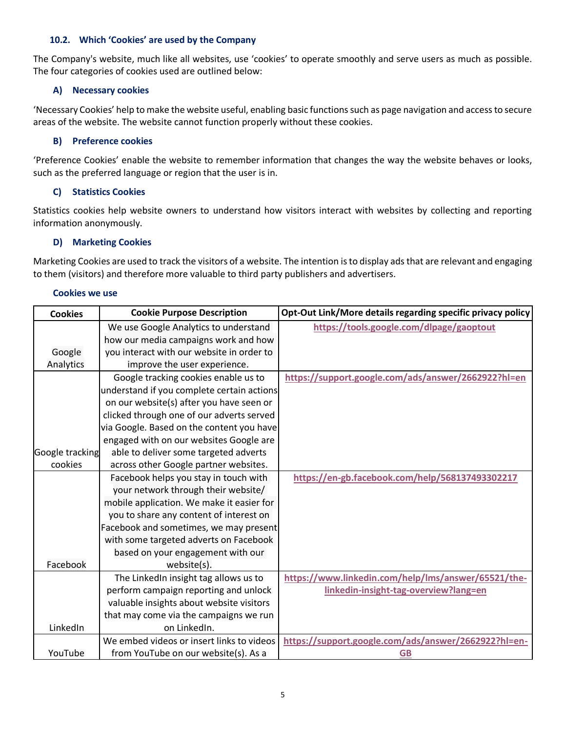### 10.2. Which 'Cookies' are used by the Company

The Company's website, much like all websites, use 'cookies' to operate smoothly and serve users as much as possible. The four categories of cookies used are outlined below:

#### A) Necessary cookies

'Necessary Cookies' help to make the website useful, enabling basic functions such as page navigation and access to secure areas of the website. The website cannot function properly without these cookies.

#### B) Preference cookies

'Preference Cookies' enable the website to remember information that changes the way the website behaves or looks, such as the preferred language or region that the user is in.

#### C) Statistics Cookies

Statistics cookies help website owners to understand how visitors interact with websites by collecting and reporting information anonymously.

#### D) Marketing Cookies

Marketing Cookies are used to track the visitors of a website. The intention is to display ads that are relevant and engaging to them (visitors) and therefore more valuable to third party publishers and advertisers.

#### Cookies we use

| Cookies | Cookie Purpose Description | Opt-Out Link/More details regarding specific privacy policy |
|---|---|---|
| Google Analytics | We use Google Analytics to understand how our media campaigns work and how you interact with our website in order to improve the user experience. | https://tools.google.com/dlpage/gaoptout |
| Google tracking cookies | Google tracking cookies enable us to understand if you complete certain actions on our website(s) after you have seen or clicked through one of our adverts served via Google. Based on the content you have engaged with on our websites Google are able to deliver some targeted adverts across other Google partner websites. | https://support.google.com/ads/answer/2662922?hl=en |
| Facebook | Facebook helps you stay in touch with your network through their website/ mobile application. We make it easier for you to share any content of interest on Facebook and sometimes, we may present with some targeted adverts on Facebook based on your engagement with our website(s). | https://en-gb.facebook.com/help/568137493302217 |
| LinkedIn | The LinkedIn insight tag allows us to perform campaign reporting and unlock valuable insights about website visitors that may come via the campaigns we run on LinkedIn. | https://www.linkedin.com/help/lms/answer/65521/the-linkedin-insight-tag-overview?lang=en |
| YouTube | We embed videos or insert links to videos from YouTube on our website(s). As a | https://support.google.com/ads/answer/2662922?hl=en-GB |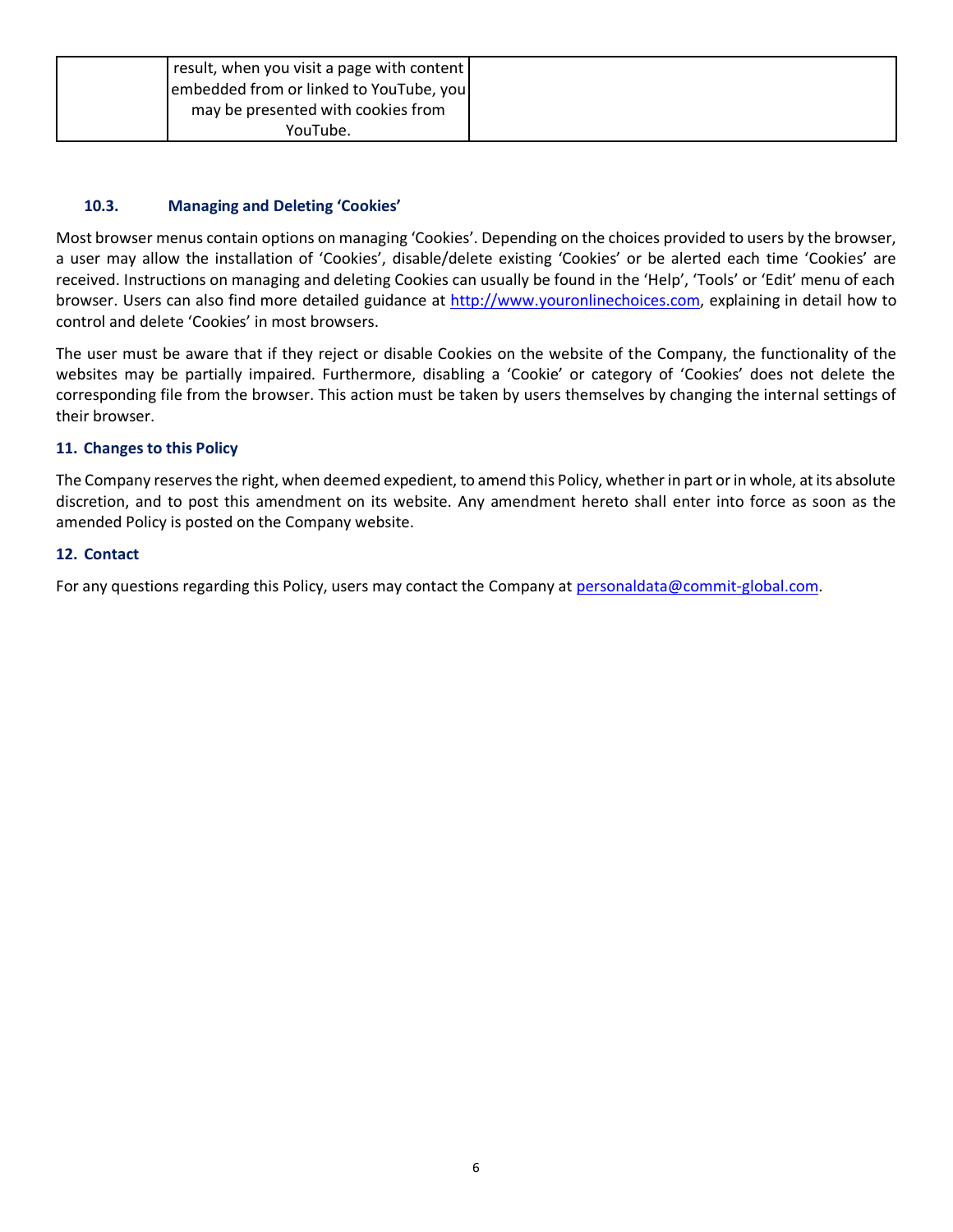| | | |
|---|---|---|
| | result, when you visit a page with content embedded from or linked to YouTube, you may be presented with cookies from YouTube. | |

### 10.3. Managing and Deleting 'Cookies'

Most browser menus contain options on managing 'Cookies'. Depending on the choices provided to users by the browser, a user may allow the installation of 'Cookies', disable/delete existing 'Cookies' or be alerted each time 'Cookies' are received. Instructions on managing and deleting Cookies can usually be found in the 'Help', 'Tools' or 'Edit' menu of each browser. Users can also find more detailed guidance at [http://www.youronlinechoices.com](http://www.youronlinechoices.com), explaining in detail how to control and delete 'Cookies' in most browsers.

The user must be aware that if they reject or disable Cookies on the website of the Company, the functionality of the websites may be partially impaired. Furthermore, disabling a 'Cookie' or category of 'Cookies' does not delete the corresponding file from the browser. This action must be taken by users themselves by changing the internal settings of their browser.

## 11. Changes to this Policy

The Company reserves the right, when deemed expedient, to amend this Policy, whether in part or in whole, at its absolute discretion, and to post this amendment on its website. Any amendment hereto shall enter into force as soon as the amended Policy is posted on the Company website.

## 12. Contact

For any questions regarding this Policy, users may contact the Company at [personaldata@commit-global.com](mailto:personaldata@commit-global.com).